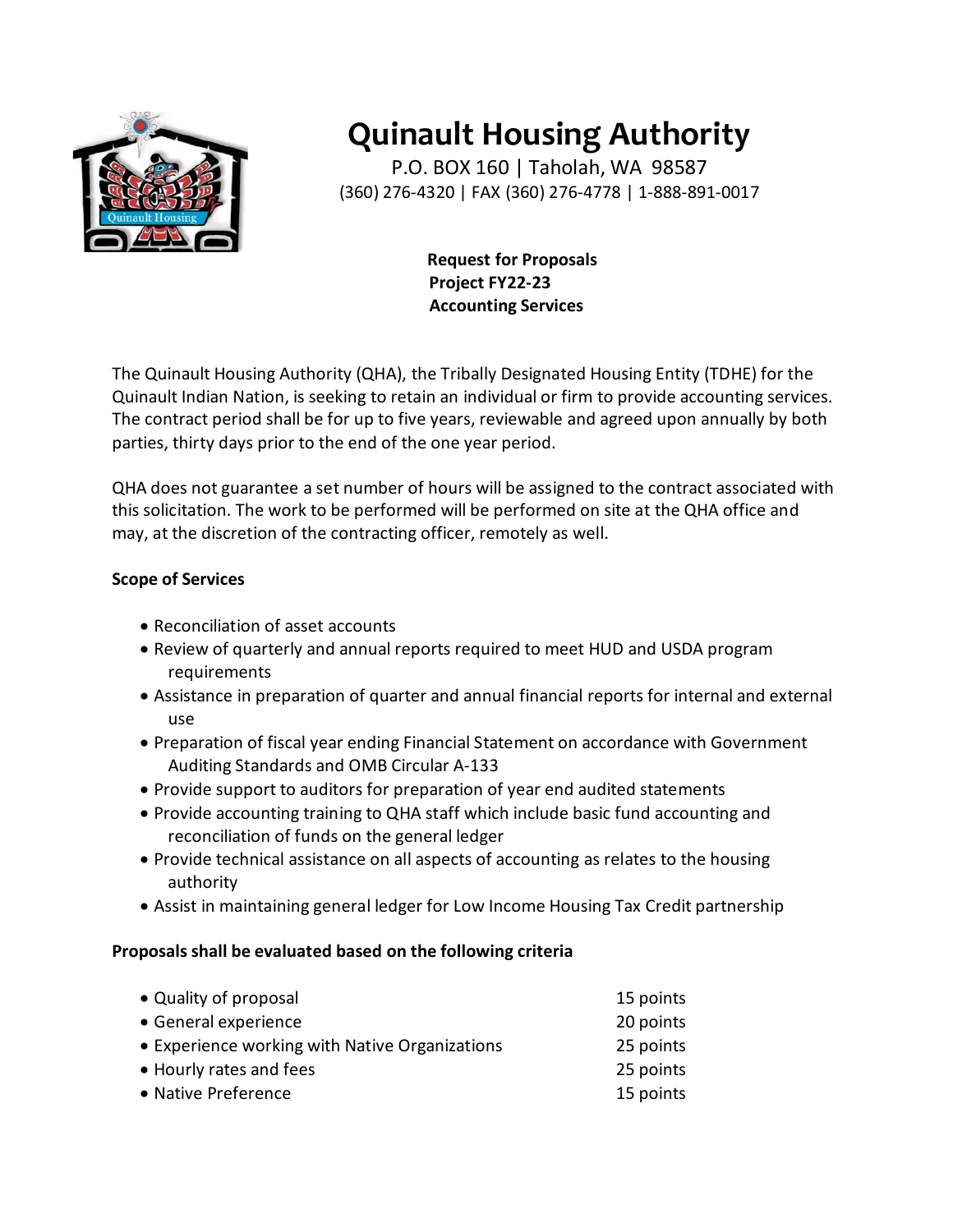# Quinault Housing Authority

P.O. BOX 160 | Taholah, WA 98587
(360) 276-4320 | FAX (360) 276-4778 | 1-888-891-0017

**Request for Proposals**
**Project FY22-23**
**Accounting Services**

The Quinault Housing Authority (QHA), the Tribally Designated Housing Entity (TDHE) for the Quinault Indian Nation, is seeking to retain an individual or firm to provide accounting services. The contract period shall be for up to five years, reviewable and agreed upon annually by both parties, thirty days prior to the end of the one year period.

QHA does not guarantee a set number of hours will be assigned to the contract associated with this solicitation. The work to be performed will be performed on site at the QHA office and may, at the discretion of the contracting officer, remotely as well.

**Scope of Services**

- Reconciliation of asset accounts
- Review of quarterly and annual reports required to meet HUD and USDA program requirements
- Assistance in preparation of quarter and annual financial reports for internal and external use
- Preparation of fiscal year ending Financial Statement on accordance with Government Auditing Standards and OMB Circular A-133
- Provide support to auditors for preparation of year end audited statements
- Provide accounting training to QHA staff which include basic fund accounting and reconciliation of funds on the general ledger
- Provide technical assistance on all aspects of accounting as relates to the housing authority
- Assist in maintaining general ledger for Low Income Housing Tax Credit partnership

**Proposals shall be evaluated based on the following criteria**

- Quality of proposal — 15 points
- General experience — 20 points
- Experience working with Native Organizations — 25 points
- Hourly rates and fees — 25 points
- Native Preference — 15 points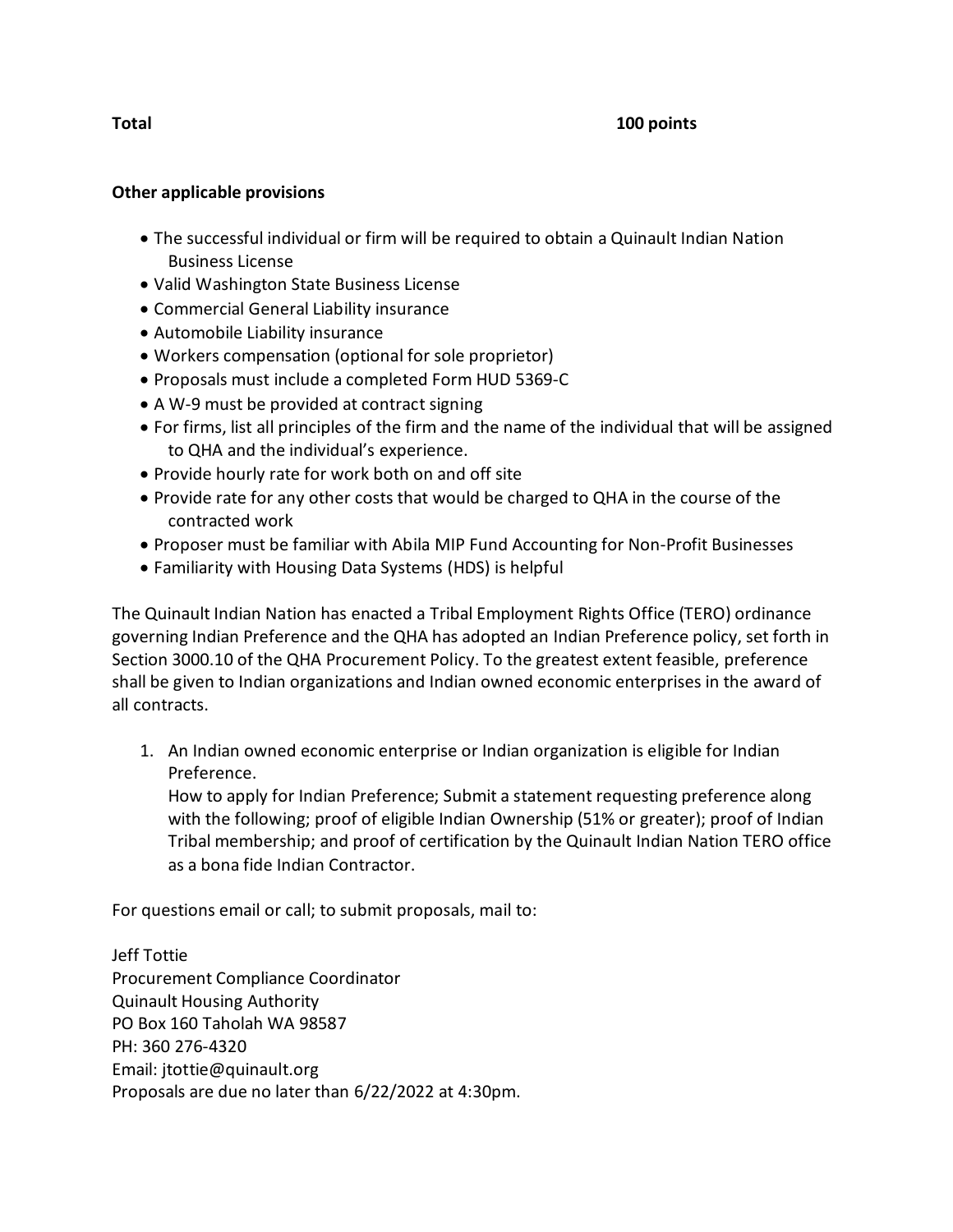**Total** **100 points**

**Other applicable provisions**

- The successful individual or firm will be required to obtain a Quinault Indian Nation Business License
- Valid Washington State Business License
- Commercial General Liability insurance
- Automobile Liability insurance
- Workers compensation (optional for sole proprietor)
- Proposals must include a completed Form HUD 5369-C
- A W-9 must be provided at contract signing
- For firms, list all principles of the firm and the name of the individual that will be assigned to QHA and the individual's experience.
- Provide hourly rate for work both on and off site
- Provide rate for any other costs that would be charged to QHA in the course of the contracted work
- Proposer must be familiar with Abila MIP Fund Accounting for Non-Profit Businesses
- Familiarity with Housing Data Systems (HDS) is helpful

The Quinault Indian Nation has enacted a Tribal Employment Rights Office (TERO) ordinance governing Indian Preference and the QHA has adopted an Indian Preference policy, set forth in Section 3000.10 of the QHA Procurement Policy. To the greatest extent feasible, preference shall be given to Indian organizations and Indian owned economic enterprises in the award of all contracts.

1. An Indian owned economic enterprise or Indian organization is eligible for Indian Preference.
   How to apply for Indian Preference; Submit a statement requesting preference along with the following; proof of eligible Indian Ownership (51% or greater); proof of Indian Tribal membership; and proof of certification by the Quinault Indian Nation TERO office as a bona fide Indian Contractor.

For questions email or call; to submit proposals, mail to:

Jeff Tottie
Procurement Compliance Coordinator
Quinault Housing Authority
PO Box 160 Taholah WA 98587
PH: 360 276-4320
Email: jtottie@quinault.org
Proposals are due no later than 6/22/2022 at 4:30pm.